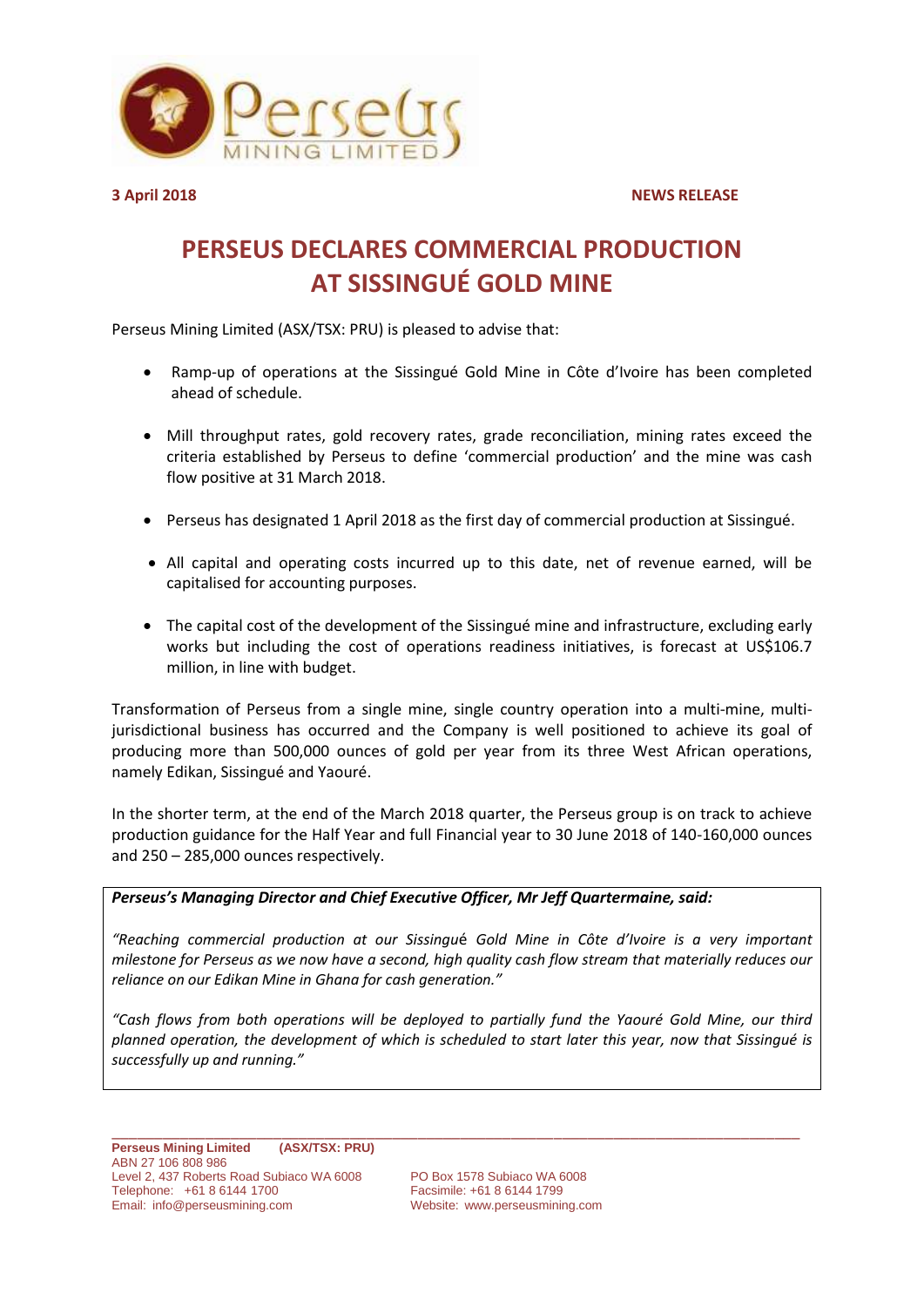**3 April 2018** **NEWS RELEASE**

# PERSEUS DECLARES COMMERCIAL PRODUCTION AT SISSINGUÉ GOLD MINE

Perseus Mining Limited (ASX/TSX: PRU) is pleased to advise that:

- Ramp-up of operations at the Sissingué Gold Mine in Côte d'Ivoire has been completed ahead of schedule.
- Mill throughput rates, gold recovery rates, grade reconciliation, mining rates exceed the criteria established by Perseus to define 'commercial production' and the mine was cash flow positive at 31 March 2018.
- Perseus has designated 1 April 2018 as the first day of commercial production at Sissingué.
- All capital and operating costs incurred up to this date, net of revenue earned, will be capitalised for accounting purposes.
- The capital cost of the development of the Sissingué mine and infrastructure, excluding early works but including the cost of operations readiness initiatives, is forecast at US$106.7 million, in line with budget.

Transformation of Perseus from a single mine, single country operation into a multi-mine, multi-jurisdictional business has occurred and the Company is well positioned to achieve its goal of producing more than 500,000 ounces of gold per year from its three West African operations, namely Edikan, Sissingué and Yaouré.

In the shorter term, at the end of the March 2018 quarter, the Perseus group is on track to achieve production guidance for the Half Year and full Financial year to 30 June 2018 of 140-160,000 ounces and 250 – 285,000 ounces respectively.

***Perseus's Managing Director and Chief Executive Officer, Mr Jeff Quartermaine, said:***

*"Reaching commercial production at our Sissingué Gold Mine in Côte d'Ivoire is a very important milestone for Perseus as we now have a second, high quality cash flow stream that materially reduces our reliance on our Edikan Mine in Ghana for cash generation."*

*"Cash flows from both operations will be deployed to partially fund the Yaouré Gold Mine, our third planned operation, the development of which is scheduled to start later this year, now that Sissingué is successfully up and running."*

**Perseus Mining Limited** **(ASX/TSX: PRU)**
ABN 27 106 808 986
Level 2, 437 Roberts Road Subiaco WA 6008
Telephone: +61 8 6144 1700
Email: info@perseusmining.com

PO Box 1578 Subiaco WA 6008
Facsimile: +61 8 6144 1799
Website: www.perseusmining.com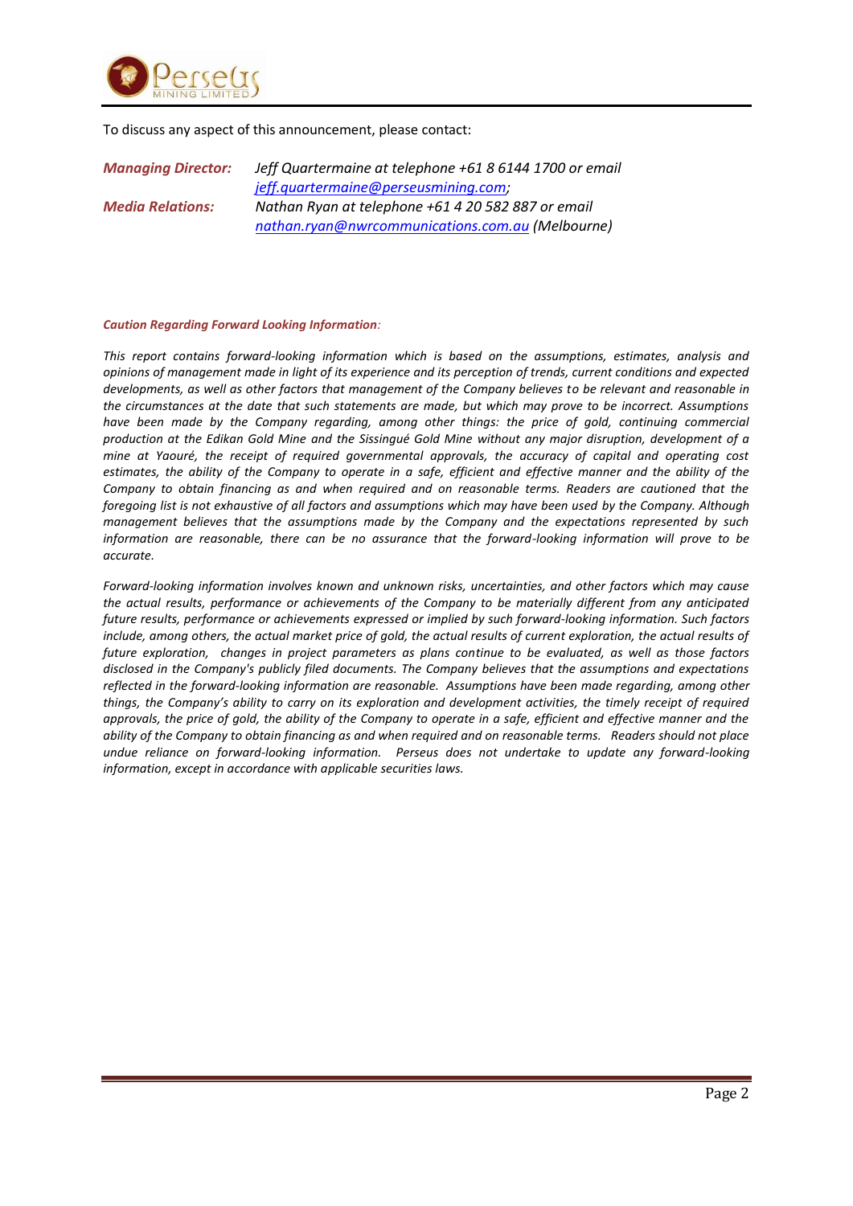To discuss any aspect of this announcement, please contact:

| | |
|---|---|
| ***Managing Director:*** | *Jeff Quartermaine at telephone +61 8 6144 1700 or email [jeff.quartermaine@perseusmining.com](mailto:jeff.quartermaine@perseusmining.com);* |
| ***Media Relations:*** | *Nathan Ryan at telephone +61 4 20 582 887 or email [nathan.ryan@nwrcommunications.com.au](mailto:nathan.ryan@nwrcommunications.com.au) (Melbourne)* |

***Caution Regarding Forward Looking Information:***

*This report contains forward-looking information which is based on the assumptions, estimates, analysis and opinions of management made in light of its experience and its perception of trends, current conditions and expected developments, as well as other factors that management of the Company believes to be relevant and reasonable in the circumstances at the date that such statements are made, but which may prove to be incorrect. Assumptions have been made by the Company regarding, among other things: the price of gold, continuing commercial production at the Edikan Gold Mine and the Sissingué Gold Mine without any major disruption, development of a mine at Yaouré, the receipt of required governmental approvals, the accuracy of capital and operating cost estimates, the ability of the Company to operate in a safe, efficient and effective manner and the ability of the Company to obtain financing as and when required and on reasonable terms. Readers are cautioned that the foregoing list is not exhaustive of all factors and assumptions which may have been used by the Company. Although management believes that the assumptions made by the Company and the expectations represented by such information are reasonable, there can be no assurance that the forward-looking information will prove to be accurate.*

*Forward-looking information involves known and unknown risks, uncertainties, and other factors which may cause the actual results, performance or achievements of the Company to be materially different from any anticipated future results, performance or achievements expressed or implied by such forward-looking information. Such factors include, among others, the actual market price of gold, the actual results of current exploration, the actual results of future exploration, changes in project parameters as plans continue to be evaluated, as well as those factors disclosed in the Company's publicly filed documents. The Company believes that the assumptions and expectations reflected in the forward-looking information are reasonable. Assumptions have been made regarding, among other things, the Company's ability to carry on its exploration and development activities, the timely receipt of required approvals, the price of gold, the ability of the Company to operate in a safe, efficient and effective manner and the ability of the Company to obtain financing as and when required and on reasonable terms. Readers should not place undue reliance on forward-looking information. Perseus does not undertake to update any forward-looking information, except in accordance with applicable securities laws.*